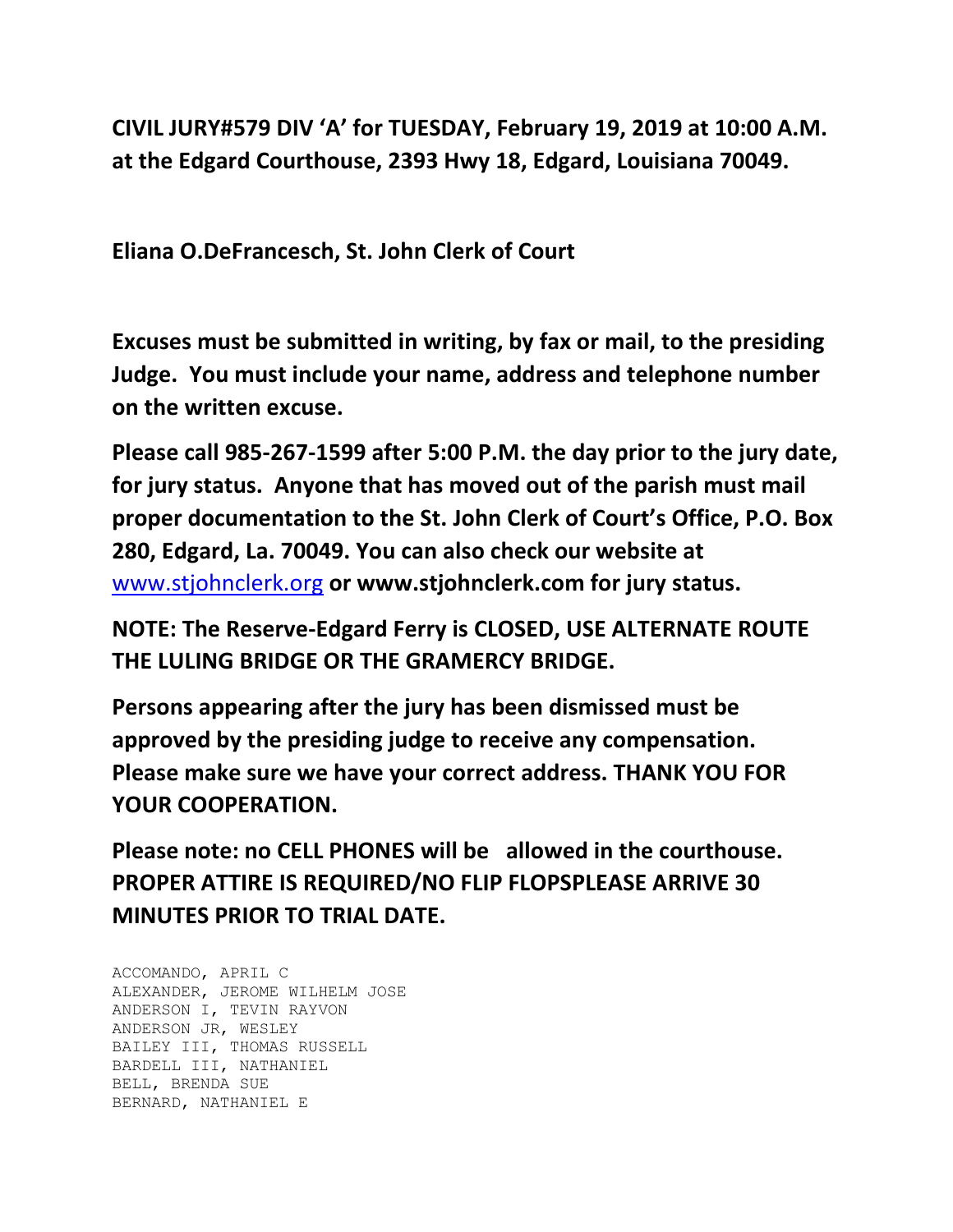**CIVIL JURY#579 DIV 'A' for TUESDAY, February 19, 2019 at 10:00 A.M. at the Edgard Courthouse, 2393 Hwy 18, Edgard, Louisiana 70049.**

**Eliana O.DeFrancesch, St. John Clerk of Court**

**Excuses must be submitted in writing, by fax or mail, to the presiding Judge. You must include your name, address and telephone number on the written excuse.**

**Please call 985-267-1599 after 5:00 P.M. the day prior to the jury date, for jury status. Anyone that has moved out of the parish must mail proper documentation to the St. John Clerk of Court's Office, P.O. Box 280, Edgard, La. 70049. You can also check our website at** www.stjohnclerk.org **or www.stjohnclerk.com for jury status.**

**NOTE: The Reserve-Edgard Ferry is CLOSED, USE ALTERNATE ROUTE THE LULING BRIDGE OR THE GRAMERCY BRIDGE.**

**Persons appearing after the jury has been dismissed must be approved by the presiding judge to receive any compensation. Please make sure we have your correct address. THANK YOU FOR YOUR COOPERATION.**

**Please note: no CELL PHONES will be allowed in the courthouse. PROPER ATTIRE IS REQUIRED/NO FLIP FLOPSPLEASE ARRIVE 30 MINUTES PRIOR TO TRIAL DATE.**

ACCOMANDO, APRIL C
ALEXANDER, JEROME WILHELM JOSE
ANDERSON I, TEVIN RAYVON
ANDERSON JR, WESLEY
BAILEY III, THOMAS RUSSELL
BARDELL III, NATHANIEL
BELL, BRENDA SUE
BERNARD, NATHANIEL E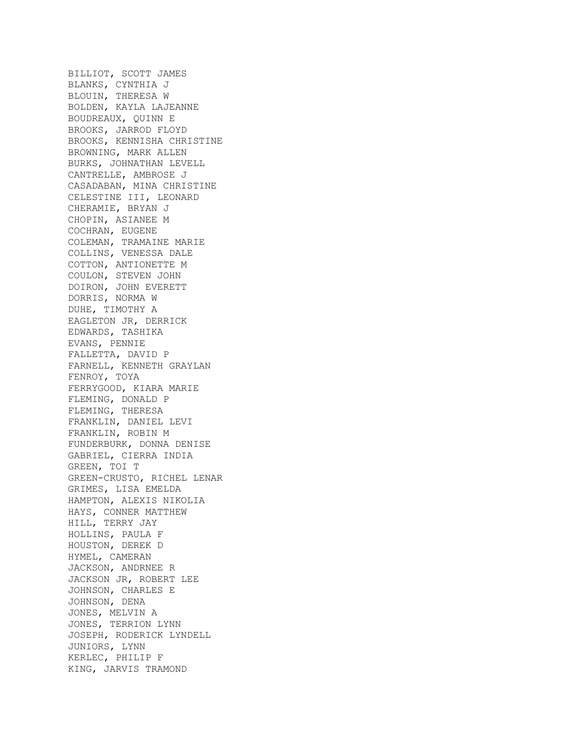BILLIOT, SCOTT JAMES
BLANKS, CYNTHIA J
BLOUIN, THERESA W
BOLDEN, KAYLA LAJEANNE
BOUDREAUX, QUINN E
BROOKS, JARROD FLOYD
BROOKS, KENNISHA CHRISTINE
BROWNING, MARK ALLEN
BURKS, JOHNATHAN LEVELL
CANTRELLE, AMBROSE J
CASADABAN, MINA CHRISTINE
CELESTINE III, LEONARD
CHERAMIE, BRYAN J
CHOPIN, ASIANEE M
COCHRAN, EUGENE
COLEMAN, TRAMAINE MARIE
COLLINS, VENESSA DALE
COTTON, ANTIONETTE M
COULON, STEVEN JOHN
DOIRON, JOHN EVERETT
DORRIS, NORMA W
DUHE, TIMOTHY A
EAGLETON JR, DERRICK
EDWARDS, TASHIKA
EVANS, PENNIE
FALLETTA, DAVID P
FARNELL, KENNETH GRAYLAN
FENROY, TOYA
FERRYGOOD, KIARA MARIE
FLEMING, DONALD P
FLEMING, THERESA
FRANKLIN, DANIEL LEVI
FRANKLIN, ROBIN M
FUNDERBURK, DONNA DENISE
GABRIEL, CIERRA INDIA
GREEN, TOI T
GREEN-CRUSTO, RICHEL LENAR
GRIMES, LISA EMELDA
HAMPTON, ALEXIS NIKOLIA
HAYS, CONNER MATTHEW
HILL, TERRY JAY
HOLLINS, PAULA F
HOUSTON, DEREK D
HYMEL, CAMERAN
JACKSON, ANDRNEE R
JACKSON JR, ROBERT LEE
JOHNSON, CHARLES E
JOHNSON, DENA
JONES, MELVIN A
JONES, TERRION LYNN
JOSEPH, RODERICK LYNDELL
JUNIORS, LYNN
KERLEC, PHILIP F
KING, JARVIS TRAMOND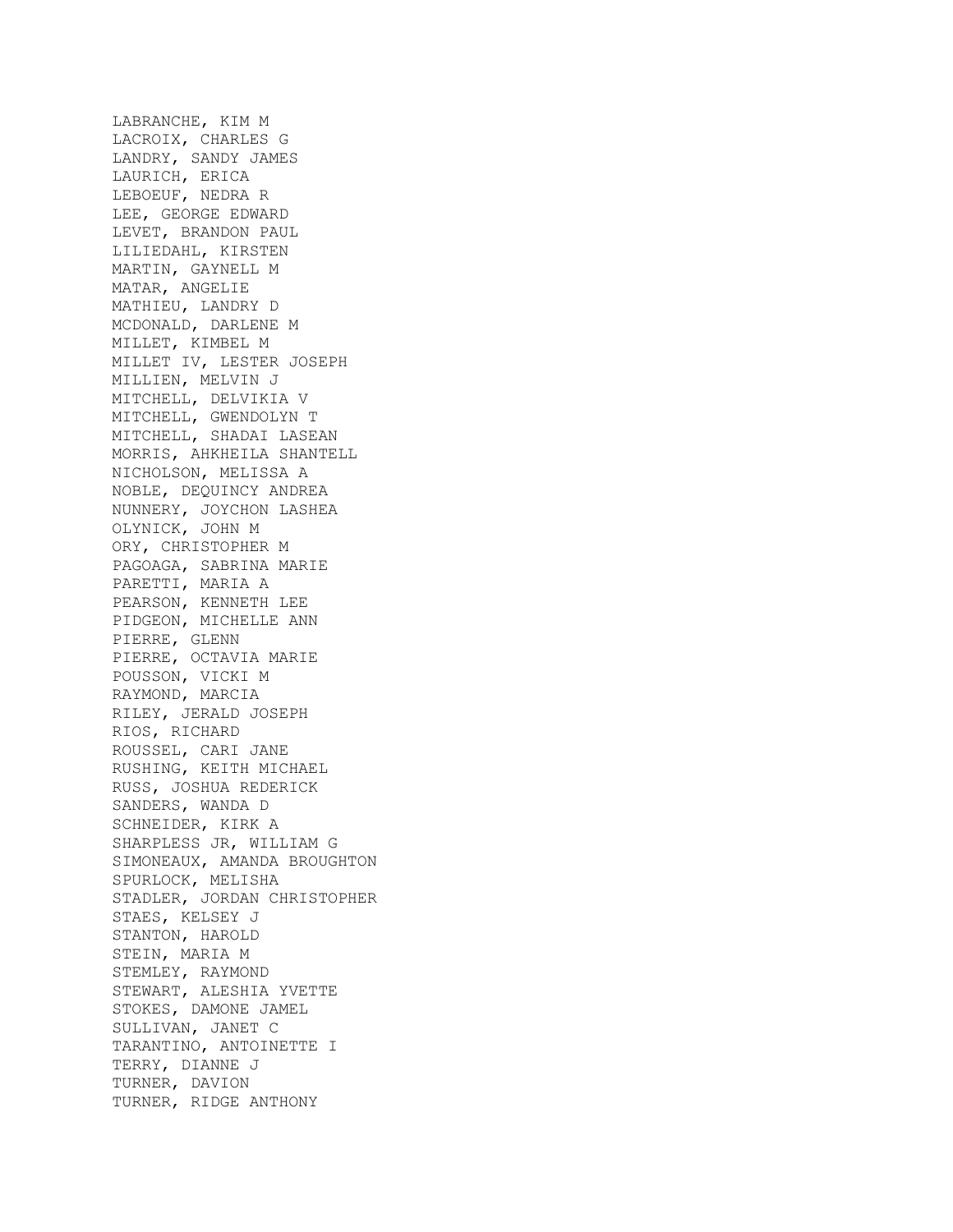LABRANCHE, KIM M
LACROIX, CHARLES G
LANDRY, SANDY JAMES
LAURICH, ERICA
LEBOEUF, NEDRA R
LEE, GEORGE EDWARD
LEVET, BRANDON PAUL
LILIEDAHL, KIRSTEN
MARTIN, GAYNELL M
MATAR, ANGELIE
MATHIEU, LANDRY D
MCDONALD, DARLENE M
MILLET, KIMBEL M
MILLET IV, LESTER JOSEPH
MILLIEN, MELVIN J
MITCHELL, DELVIKIA V
MITCHELL, GWENDOLYN T
MITCHELL, SHADAI LASEAN
MORRIS, AHKHEILA SHANTELL
NICHOLSON, MELISSA A
NOBLE, DEQUINCY ANDREA
NUNNERY, JOYCHON LASHEA
OLYNICK, JOHN M
ORY, CHRISTOPHER M
PAGOAGA, SABRINA MARIE
PARETTI, MARIA A
PEARSON, KENNETH LEE
PIDGEON, MICHELLE ANN
PIERRE, GLENN
PIERRE, OCTAVIA MARIE
POUSSON, VICKI M
RAYMOND, MARCIA
RILEY, JERALD JOSEPH
RIOS, RICHARD
ROUSSEL, CARI JANE
RUSHING, KEITH MICHAEL
RUSS, JOSHUA REDERICK
SANDERS, WANDA D
SCHNEIDER, KIRK A
SHARPLESS JR, WILLIAM G
SIMONEAUX, AMANDA BROUGHTON
SPURLOCK, MELISHA
STADLER, JORDAN CHRISTOPHER
STAES, KELSEY J
STANTON, HAROLD
STEIN, MARIA M
STEMLEY, RAYMOND
STEWART, ALESHIA YVETTE
STOKES, DAMONE JAMEL
SULLIVAN, JANET C
TARANTINO, ANTOINETTE I
TERRY, DIANNE J
TURNER, DAVION
TURNER, RIDGE ANTHONY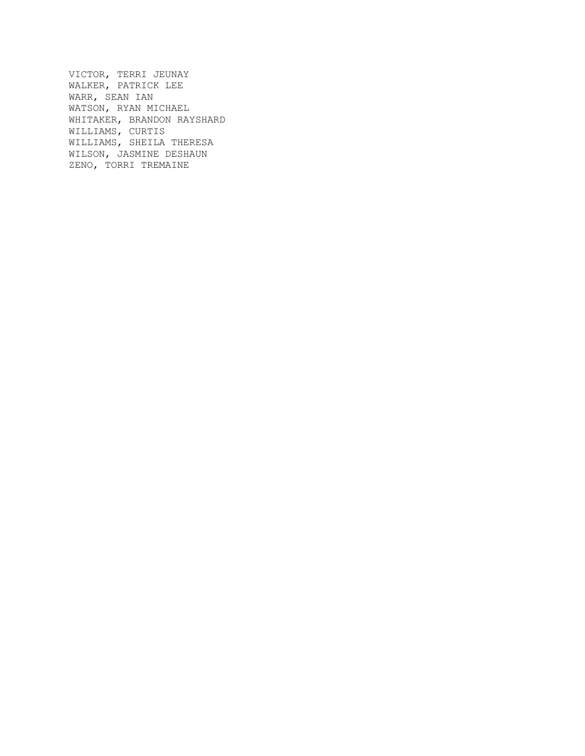VICTOR, TERRI JEUNAY
WALKER, PATRICK LEE
WARR, SEAN IAN
WATSON, RYAN MICHAEL
WHITAKER, BRANDON RAYSHARD
WILLIAMS, CURTIS
WILLIAMS, SHEILA THERESA
WILSON, JASMINE DESHAUN
ZENO, TORRI TREMAINE